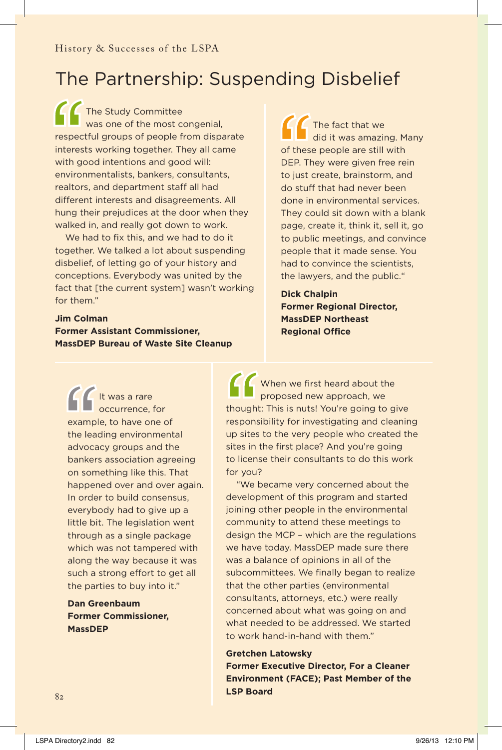History & Successes of the LSPA

# The Partnership: Suspending Disbelief

"The Study Committee was one of the most congenial, respectful groups of people from disparate interests working together. They all came with good intentions and good will: environmentalists, bankers, consultants, realtors, and department staff all had different interests and disagreements. All hung their prejudices at the door when they walked in, and really got down to work.

We had to fix this, and we had to do it together. We talked a lot about suspending disbelief, of letting go of your history and conceptions. Everybody was united by the fact that [the current system] wasn't working for them."

**Jim Colman**
**Former Assistant Commissioner, MassDEP Bureau of Waste Site Cleanup**

"The fact that we did it was amazing. Many of these people are still with DEP. They were given free rein to just create, brainstorm, and do stuff that had never been done in environmental services. They could sit down with a blank page, create it, think it, sell it, go to public meetings, and convince people that it made sense. You had to convince the scientists, the lawyers, and the public."

**Dick Chalpin**
**Former Regional Director, MassDEP Northeast Regional Office**

"It was a rare occurrence, for example, to have one of the leading environmental advocacy groups and the bankers association agreeing on something like this. That happened over and over again. In order to build consensus, everybody had to give up a little bit. The legislation went through as a single package which was not tampered with along the way because it was such a strong effort to get all the parties to buy into it."

**Dan Greenbaum**
**Former Commissioner, MassDEP**

"When we first heard about the proposed new approach, we thought: This is nuts! You're going to give responsibility for investigating and cleaning up sites to the very people who created the sites in the first place? And you're going to license their consultants to do this work for you?

"We became very concerned about the development of this program and started joining other people in the environmental community to attend these meetings to design the MCP – which are the regulations we have today. MassDEP made sure there was a balance of opinions in all of the subcommittees. We finally began to realize that the other parties (environmental consultants, attorneys, etc.) were really concerned about what was going on and what needed to be addressed. We started to work hand-in-hand with them."

**Gretchen Latowsky**
**Former Executive Director, For a Cleaner Environment (FACE); Past Member of the LSP Board**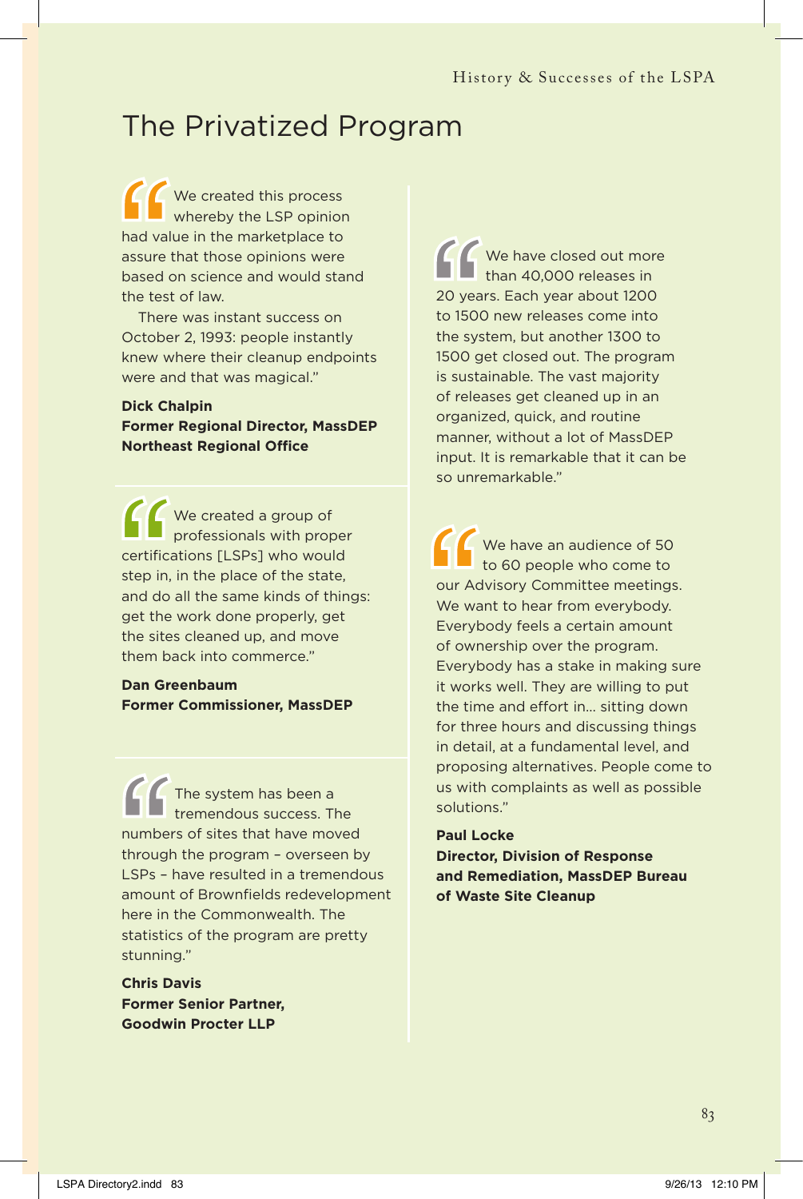# The Privatized Program

"We created this process whereby the LSP opinion had value in the marketplace to assure that those opinions were based on science and would stand the test of law.

There was instant success on October 2, 1993: people instantly knew where their cleanup endpoints were and that was magical."

**Dick Chalpin**
**Former Regional Director, MassDEP Northeast Regional Office**

"We created a group of professionals with proper certifications [LSPs] who would step in, in the place of the state, and do all the same kinds of things: get the work done properly, get the sites cleaned up, and move them back into commerce."

**Dan Greenbaum**
**Former Commissioner, MassDEP**

"The system has been a tremendous success. The numbers of sites that have moved through the program – overseen by LSPs – have resulted in a tremendous amount of Brownfields redevelopment here in the Commonwealth. The statistics of the program are pretty stunning."

**Chris Davis**
**Former Senior Partner, Goodwin Procter LLP**

"We have closed out more than 40,000 releases in 20 years. Each year about 1200 to 1500 new releases come into the system, but another 1300 to 1500 get closed out. The program is sustainable. The vast majority of releases get cleaned up in an organized, quick, and routine manner, without a lot of MassDEP input. It is remarkable that it can be so unremarkable."

"We have an audience of 50 to 60 people who come to our Advisory Committee meetings. We want to hear from everybody. Everybody feels a certain amount of ownership over the program. Everybody has a stake in making sure it works well. They are willing to put the time and effort in... sitting down for three hours and discussing things in detail, at a fundamental level, and proposing alternatives. People come to us with complaints as well as possible solutions."

**Paul Locke**
**Director, Division of Response and Remediation, MassDEP Bureau of Waste Site Cleanup**